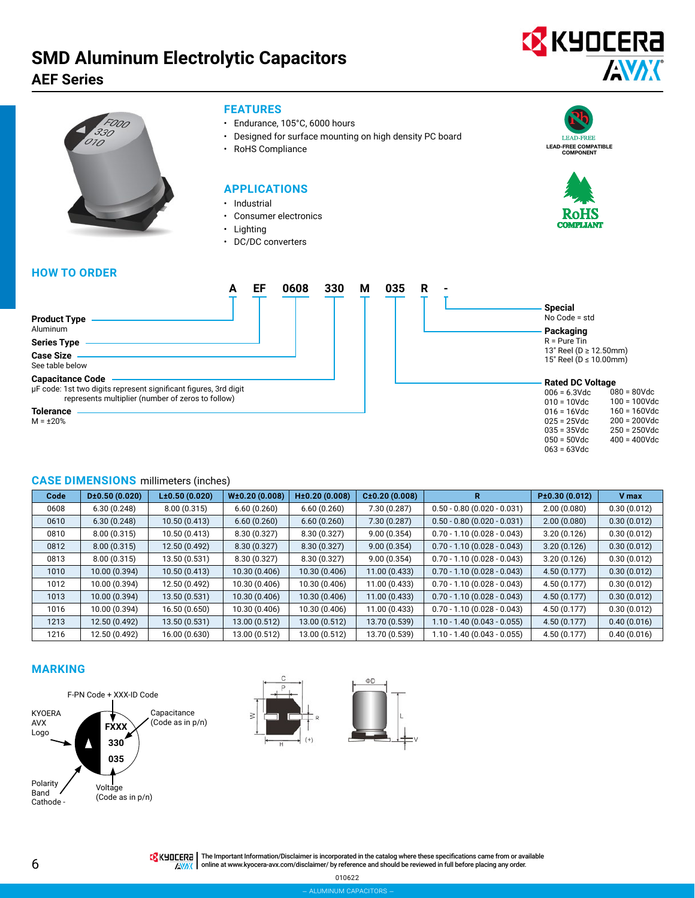# SMD Aluminum Electrolytic Capacitors

## AEF Series

### FEATURES

- Endurance, 105°C, 6000 hours
- Designed for surface mounting on high density PC board
- RoHS Compliance

### APPLICATIONS

- Industrial
- Consumer electronics
- Lighting
- DC/DC converters

LEAD-FREE
LEAD-FREE COMPATIBLE COMPONENT

RoHS COMPLIANT

### HOW TO ORDER

**A EF 0608 330 M 035 R -**

- **Product Type**: Aluminum
- **Series Type**
- **Case Size**: See table below
- **Capacitance Code**: µF code: 1st two digits represent significant figures, 3rd digit represents multiplier (number of zeros to follow)
- **Tolerance**: M = ±20%
- **Rated DC Voltage**:
  - 006 = 6.3Vdc
  - 010 = 10Vdc
  - 016 = 16Vdc
  - 025 = 25Vdc
  - 035 = 35Vdc
  - 050 = 50Vdc
  - 063 = 63Vdc
  - 080 = 80Vdc
  - 100 = 100Vdc
  - 160 = 160Vdc
  - 200 = 200Vdc
  - 250 = 250Vdc
  - 400 = 400Vdc
- **Packaging**: R = Pure Tin; 13" Reel (D ≥ 12.50mm); 15" Reel (D ≤ 10.00mm)
- **Special**: No Code = std

### CASE DIMENSIONS millimeters (inches)

| Code | D±0.50 (0.020) | L±0.50 (0.020) | W±0.20 (0.008) | H±0.20 (0.008) | C±0.20 (0.008) | R | P±0.30 (0.012) | V max |
|---|---|---|---|---|---|---|---|---|
| 0608 | 6.30 (0.248) | 8.00 (0.315) | 6.60 (0.260) | 6.60 (0.260) | 7.30 (0.287) | 0.50 - 0.80 (0.020 - 0.031) | 2.00 (0.080) | 0.30 (0.012) |
| 0610 | 6.30 (0.248) | 10.50 (0.413) | 6.60 (0.260) | 6.60 (0.260) | 7.30 (0.287) | 0.50 - 0.80 (0.020 - 0.031) | 2.00 (0.080) | 0.30 (0.012) |
| 0810 | 8.00 (0.315) | 10.50 (0.413) | 8.30 (0.327) | 8.30 (0.327) | 9.00 (0.354) | 0.70 - 1.10 (0.028 - 0.043) | 3.20 (0.126) | 0.30 (0.012) |
| 0812 | 8.00 (0.315) | 12.50 (0.492) | 8.30 (0.327) | 8.30 (0.327) | 9.00 (0.354) | 0.70 - 1.10 (0.028 - 0.043) | 3.20 (0.126) | 0.30 (0.012) |
| 0813 | 8.00 (0.315) | 13.50 (0.531) | 8.30 (0.327) | 8.30 (0.327) | 9.00 (0.354) | 0.70 - 1.10 (0.028 - 0.043) | 3.20 (0.126) | 0.30 (0.012) |
| 1010 | 10.00 (0.394) | 10.50 (0.413) | 10.30 (0.406) | 10.30 (0.406) | 11.00 (0.433) | 0.70 - 1.10 (0.028 - 0.043) | 4.50 (0.177) | 0.30 (0.012) |
| 1012 | 10.00 (0.394) | 12.50 (0.492) | 10.30 (0.406) | 10.30 (0.406) | 11.00 (0.433) | 0.70 - 1.10 (0.028 - 0.043) | 4.50 (0.177) | 0.30 (0.012) |
| 1013 | 10.00 (0.394) | 13.50 (0.531) | 10.30 (0.406) | 10.30 (0.406) | 11.00 (0.433) | 0.70 - 1.10 (0.028 - 0.043) | 4.50 (0.177) | 0.30 (0.012) |
| 1016 | 10.00 (0.394) | 16.50 (0.650) | 10.30 (0.406) | 10.30 (0.406) | 11.00 (0.433) | 0.70 - 1.10 (0.028 - 0.043) | 4.50 (0.177) | 0.30 (0.012) |
| 1213 | 12.50 (0.492) | 13.50 (0.531) | 13.00 (0.512) | 13.00 (0.512) | 13.70 (0.539) | 1.10 - 1.40 (0.043 - 0.055) | 4.50 (0.177) | 0.40 (0.016) |
| 1216 | 12.50 (0.492) | 16.00 (0.630) | 13.00 (0.512) | 13.00 (0.512) | 13.70 (0.539) | 1.10 - 1.40 (0.043 - 0.055) | 4.50 (0.177) | 0.40 (0.016) |

### MARKING

- F-PN Code + XXX-ID Code
- KYOERA AVX Logo
- Capacitance (Code as in p/n)
- Polarity Band Cathode -
- Voltage (Code as in p/n)

FXXX
330
035

The Important Information/Disclaimer is incorporated in the catalog where these specifications came from or available online at www.kyocera-avx.com/disclaimer/ by reference and should be reviewed in full before placing any order.

010622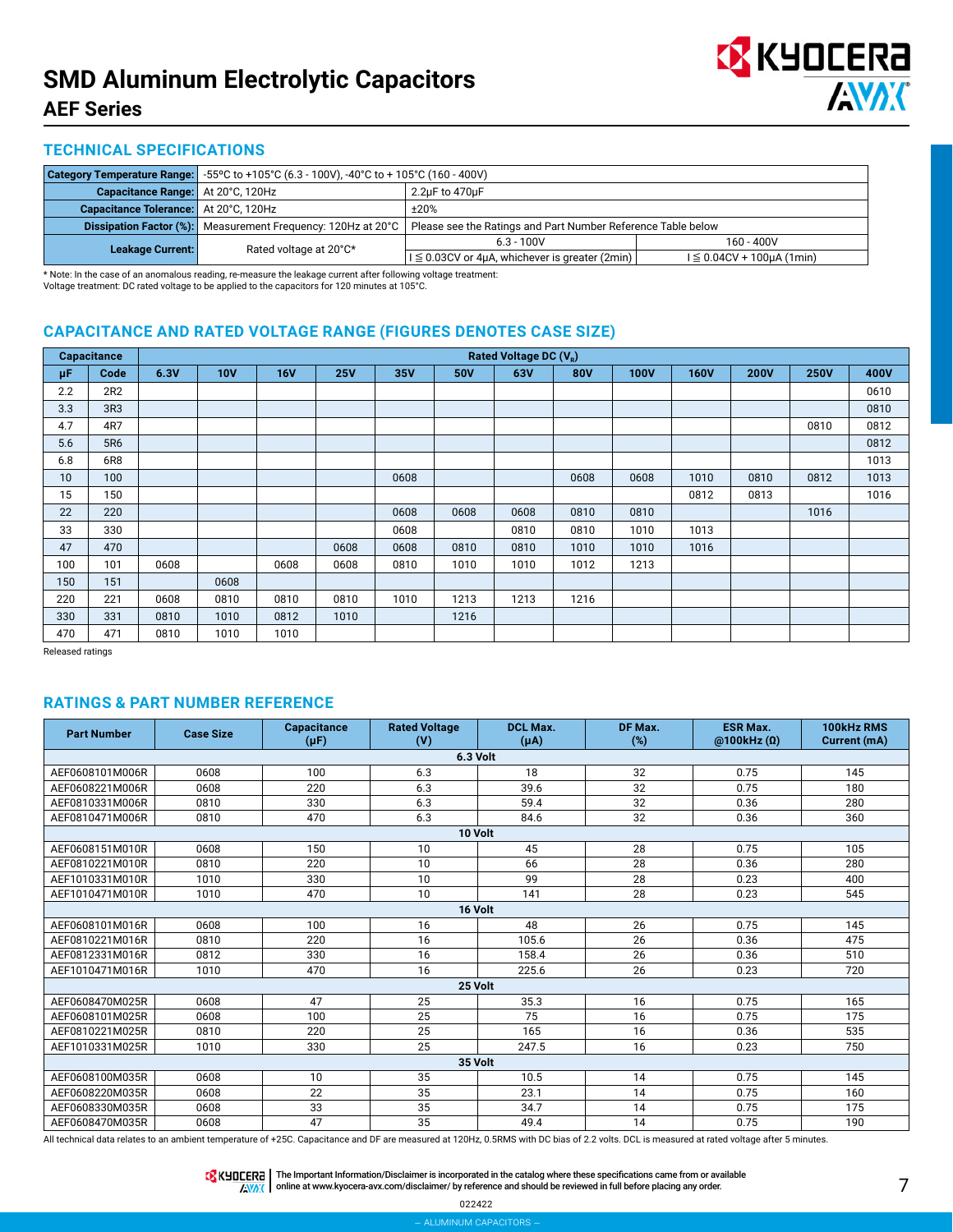# SMD Aluminum Electrolytic Capacitors

## AEF Series

### TECHNICAL SPECIFICATIONS

| | | | |
|---|---|---|---|
| **Category Temperature Range:** | -55ºC to +105°C (6.3 - 100V), -40°C to + 105°C (160 - 400V) | | |
| **Capacitance Range:** | At 20°C, 120Hz | 2.2μF to 470μF | |
| **Capacitance Tolerance:** | At 20°C, 120Hz | ±20% | |
| **Dissipation Factor (%):** | Measurement Frequency: 120Hz at 20°C | Please see the Ratings and Part Number Reference Table below | |
| **Leakage Current:** | Rated voltage at 20°C* | 6.3 - 100V | 160 - 400V |
| | | I ≦ 0.03CV or 4μA, whichever is greater (2min) | I ≦ 0.04CV + 100μA (1min) |

* Note: In the case of an anomalous reading, re-measure the leakage current after following voltage treatment:
Voltage treatment: DC rated voltage to be applied to the capacitors for 120 minutes at 105°C.

### CAPACITANCE AND RATED VOLTAGE RANGE (FIGURES DENOTES CASE SIZE)

| Capacitance | | Rated Voltage DC ($V_R$) | | | | | | | | | | | | |
|---|---|---|---|---|---|---|---|---|---|---|---|---|---|---|
| μF | Code | 6.3V | 10V | 16V | 25V | 35V | 50V | 63V | 80V | 100V | 160V | 200V | 250V | 400V |
| 2.2 | 2R2 | | | | | | | | | | | | | 0610 |
| 3.3 | 3R3 | | | | | | | | | | | | | 0810 |
| 4.7 | 4R7 | | | | | | | | | | | | 0810 | 0812 |
| 5.6 | 5R6 | | | | | | | | | | | | | 0812 |
| 6.8 | 6R8 | | | | | | | | | | | | | 1013 |
| 10 | 100 | | | | | 0608 | | | 0608 | 0608 | 1010 | 0810 | 0812 | 1013 |
| 15 | 150 | | | | | | | | | | 0812 | 0813 | | 1016 |
| 22 | 220 | | | | | 0608 | 0608 | 0608 | 0810 | 0810 | | | 1016 | |
| 33 | 330 | | | | | 0608 | | 0810 | 0810 | 1010 | 1013 | | | |
| 47 | 470 | | | | 0608 | 0608 | 0810 | 0810 | 1010 | 1010 | 1016 | | | |
| 100 | 101 | 0608 | | 0608 | 0608 | 0810 | 1010 | 1010 | 1012 | 1213 | | | | |
| 150 | 151 | | 0608 | | | | | | | | | | | |
| 220 | 221 | 0608 | 0810 | 0810 | 0810 | 1010 | 1213 | 1213 | 1216 | | | | | |
| 330 | 331 | 0810 | 1010 | 0812 | 1010 | | 1216 | | | | | | | |
| 470 | 471 | 0810 | 1010 | 1010 | | | | | | | | | | |

Released ratings

### RATINGS & PART NUMBER REFERENCE

| Part Number | Case Size | Capacitance (μF) | Rated Voltage (V) | DCL Max. (μA) | DF Max. (%) | ESR Max. @100kHz (Ω) | 100kHz RMS Current (mA) |
|---|---|---|---|---|---|---|---|
| **6.3 Volt** | | | | | | | |
| AEF0608101M006R | 0608 | 100 | 6.3 | 18 | 32 | 0.75 | 145 |
| AEF0608221M006R | 0608 | 220 | 6.3 | 39.6 | 32 | 0.75 | 180 |
| AEF0810331M006R | 0810 | 330 | 6.3 | 59.4 | 32 | 0.36 | 280 |
| AEF0810471M006R | 0810 | 470 | 6.3 | 84.6 | 32 | 0.36 | 360 |
| **10 Volt** | | | | | | | |
| AEF0608151M010R | 0608 | 150 | 10 | 45 | 28 | 0.75 | 105 |
| AEF0810221M010R | 0810 | 220 | 10 | 66 | 28 | 0.36 | 280 |
| AEF1010331M010R | 1010 | 330 | 10 | 99 | 28 | 0.23 | 400 |
| AEF1010471M010R | 1010 | 470 | 10 | 141 | 28 | 0.23 | 545 |
| **16 Volt** | | | | | | | |
| AEF0608101M016R | 0608 | 100 | 16 | 48 | 26 | 0.75 | 145 |
| AEF0810221M016R | 0810 | 220 | 16 | 105.6 | 26 | 0.36 | 475 |
| AEF0812331M016R | 0812 | 330 | 16 | 158.4 | 26 | 0.36 | 510 |
| AEF1010471M016R | 1010 | 470 | 16 | 225.6 | 26 | 0.23 | 720 |
| **25 Volt** | | | | | | | |
| AEF0608470M025R | 0608 | 47 | 25 | 35.3 | 16 | 0.75 | 165 |
| AEF0608101M025R | 0608 | 100 | 25 | 75 | 16 | 0.75 | 175 |
| AEF0810221M025R | 0810 | 220 | 25 | 165 | 16 | 0.36 | 535 |
| AEF1010331M025R | 1010 | 330 | 25 | 247.5 | 16 | 0.23 | 750 |
| **35 Volt** | | | | | | | |
| AEF0608100M035R | 0608 | 10 | 35 | 10.5 | 14 | 0.75 | 145 |
| AEF0608220M035R | 0608 | 22 | 35 | 23.1 | 14 | 0.75 | 160 |
| AEF0608330M035R | 0608 | 33 | 35 | 34.7 | 14 | 0.75 | 175 |
| AEF0608470M035R | 0608 | 47 | 35 | 49.4 | 14 | 0.75 | 190 |

All technical data relates to an ambient temperature of +25C. Capacitance and DF are measured at 120Hz, 0.5RMS with DC bias of 2.2 volts. DCL is measured at rated voltage after 5 minutes.

The Important Information/Disclaimer is incorporated in the catalog where these specifications came from or available online at www.kyocera-avx.com/disclaimer/ by reference and should be reviewed in full before placing any order.

022422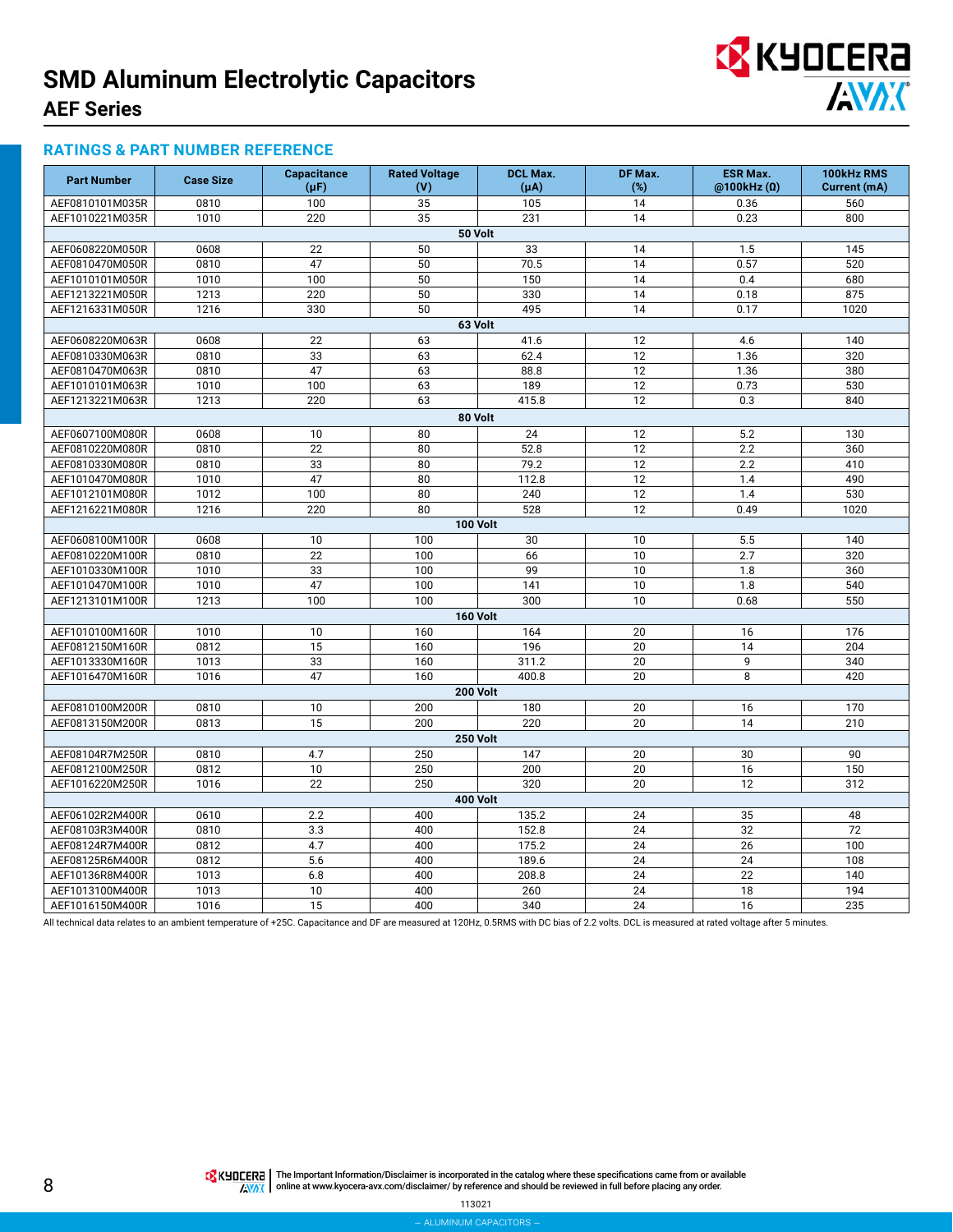# SMD Aluminum Electrolytic Capacitors

## AEF Series

### RATINGS & PART NUMBER REFERENCE

| Part Number | Case Size | Capacitance (μF) | Rated Voltage (V) | DCL Max. (μA) | DF Max. (%) | ESR Max. @100kHz (Ω) | 100kHz RMS Current (mA) |
|---|---|---|---|---|---|---|---|
| AEF0810101M035R | 0810 | 100 | 35 | 105 | 14 | 0.36 | 560 |
| AEF1010221M035R | 1010 | 220 | 35 | 231 | 14 | 0.23 | 800 |
| **50 Volt** | | | | | | | |
| AEF0608220M050R | 0608 | 22 | 50 | 33 | 14 | 1.5 | 145 |
| AEF0810470M050R | 0810 | 47 | 50 | 70.5 | 14 | 0.57 | 520 |
| AEF1010101M050R | 1010 | 100 | 50 | 150 | 14 | 0.4 | 680 |
| AEF1213221M050R | 1213 | 220 | 50 | 330 | 14 | 0.18 | 875 |
| AEF1216331M050R | 1216 | 330 | 50 | 495 | 14 | 0.17 | 1020 |
| **63 Volt** | | | | | | | |
| AEF0608220M063R | 0608 | 22 | 63 | 41.6 | 12 | 4.6 | 140 |
| AEF0810330M063R | 0810 | 33 | 63 | 62.4 | 12 | 1.36 | 320 |
| AEF0810470M063R | 0810 | 47 | 63 | 88.8 | 12 | 1.36 | 380 |
| AEF1010101M063R | 1010 | 100 | 63 | 189 | 12 | 0.73 | 530 |
| AEF1213221M063R | 1213 | 220 | 63 | 415.8 | 12 | 0.3 | 840 |
| **80 Volt** | | | | | | | |
| AEF0607100M080R | 0608 | 10 | 80 | 24 | 12 | 5.2 | 130 |
| AEF0810220M080R | 0810 | 22 | 80 | 52.8 | 12 | 2.2 | 360 |
| AEF0810330M080R | 0810 | 33 | 80 | 79.2 | 12 | 2.2 | 410 |
| AEF1010470M080R | 1010 | 47 | 80 | 112.8 | 12 | 1.4 | 490 |
| AEF1012101M080R | 1012 | 100 | 80 | 240 | 12 | 1.4 | 530 |
| AEF1216221M080R | 1216 | 220 | 80 | 528 | 12 | 0.49 | 1020 |
| **100 Volt** | | | | | | | |
| AEF0608100M100R | 0608 | 10 | 100 | 30 | 10 | 5.5 | 140 |
| AEF0810220M100R | 0810 | 22 | 100 | 66 | 10 | 2.7 | 320 |
| AEF1010330M100R | 1010 | 33 | 100 | 99 | 10 | 1.8 | 360 |
| AEF1010470M100R | 1010 | 47 | 100 | 141 | 10 | 1.8 | 540 |
| AEF1213101M100R | 1213 | 100 | 100 | 300 | 10 | 0.68 | 550 |
| **160 Volt** | | | | | | | |
| AEF1010100M160R | 1010 | 10 | 160 | 164 | 20 | 16 | 176 |
| AEF0812150M160R | 0812 | 15 | 160 | 196 | 20 | 14 | 204 |
| AEF1013330M160R | 1013 | 33 | 160 | 311.2 | 20 | 9 | 340 |
| AEF1016470M160R | 1016 | 47 | 160 | 400.8 | 20 | 8 | 420 |
| **200 Volt** | | | | | | | |
| AEF0810100M200R | 0810 | 10 | 200 | 180 | 20 | 16 | 170 |
| AEF0813150M200R | 0813 | 15 | 200 | 220 | 20 | 14 | 210 |
| **250 Volt** | | | | | | | |
| AEF08104R7M250R | 0810 | 4.7 | 250 | 147 | 20 | 30 | 90 |
| AEF0812100M250R | 0812 | 10 | 250 | 200 | 20 | 16 | 150 |
| AEF1016220M250R | 1016 | 22 | 250 | 320 | 20 | 12 | 312 |
| **400 Volt** | | | | | | | |
| AEF06102R2M400R | 0610 | 2.2 | 400 | 135.2 | 24 | 35 | 48 |
| AEF08103R3M400R | 0810 | 3.3 | 400 | 152.8 | 24 | 32 | 72 |
| AEF08124R7M400R | 0812 | 4.7 | 400 | 175.2 | 24 | 26 | 100 |
| AEF08125R6M400R | 0812 | 5.6 | 400 | 189.6 | 24 | 24 | 108 |
| AEF10136R8M400R | 1013 | 6.8 | 400 | 208.8 | 24 | 22 | 140 |
| AEF1013100M400R | 1013 | 10 | 400 | 260 | 24 | 18 | 194 |
| AEF1016150M400R | 1016 | 15 | 400 | 340 | 24 | 16 | 235 |

All technical data relates to an ambient temperature of +25C. Capacitance and DF are measured at 120Hz, 0.5RMS with DC bias of 2.2 volts. DCL is measured at rated voltage after 5 minutes.

The Important Information/Disclaimer is incorporated in the catalog where these specifications came from or available online at www.kyocera-avx.com/disclaimer/ by reference and should be reviewed in full before placing any order.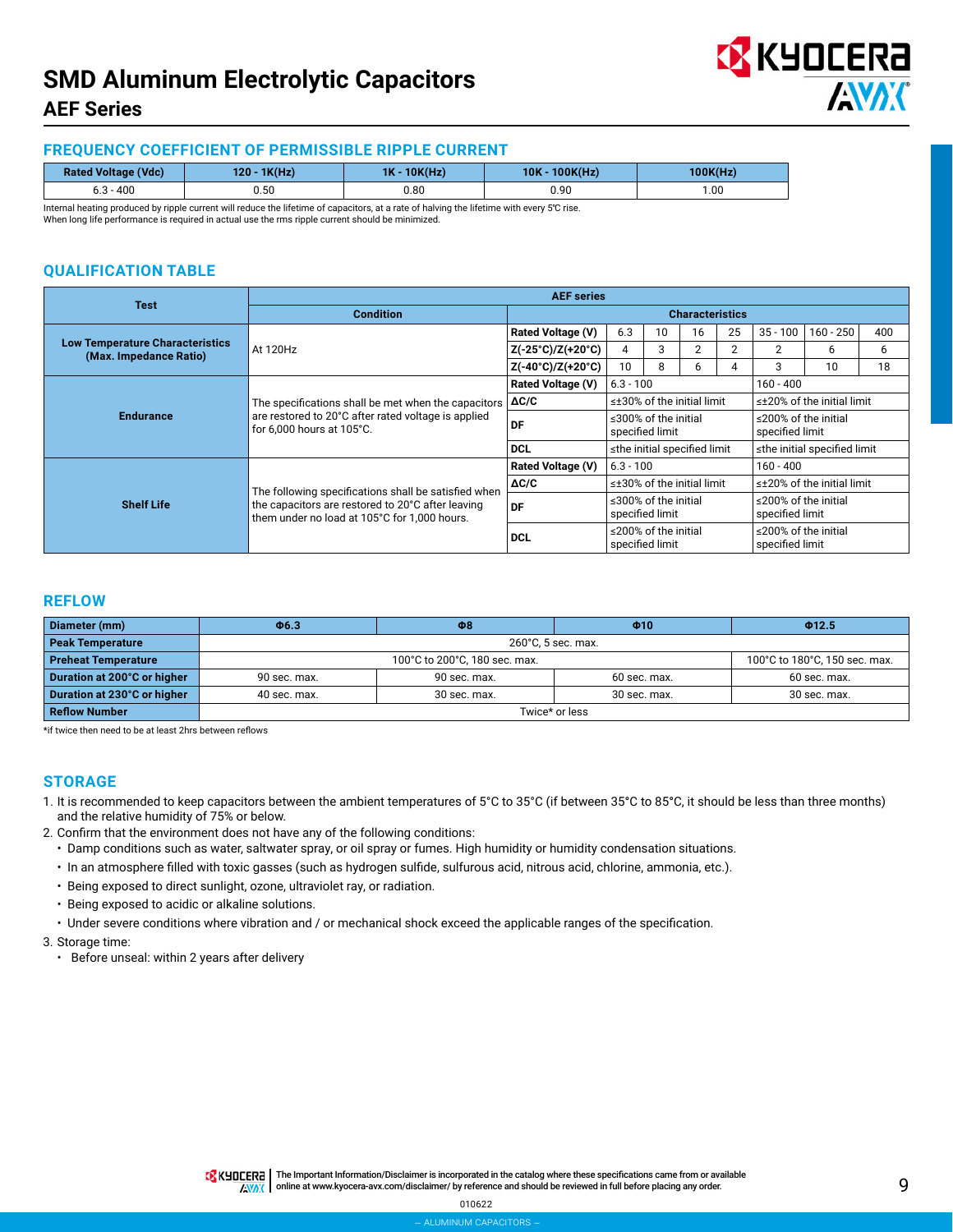# SMD Aluminum Electrolytic Capacitors

## AEF Series

### FREQUENCY COEFFICIENT OF PERMISSIBLE RIPPLE CURRENT

| Rated Voltage (Vdc) | 120 - 1K(Hz) | 1K - 10K(Hz) | 10K - 100K(Hz) | 100K(Hz) |
|---|---|---|---|---|
| 6.3 - 400 | 0.50 | 0.80 | 0.90 | 1.00 |

Internal heating produced by ripple current will reduce the lifetime of capacitors, at a rate of halving the lifetime with every 5℃ rise.
When long life performance is required in actual use the rms ripple current should be minimized.

### QUALIFICATION TABLE

| Test | AEF series | | | | | | | | | |
|---|---|---|---|---|---|---|---|---|---|---|
| | Condition | Characteristics | | | | | | | | |
| Low Temperature Characteristics (Max. Impedance Ratio) | At 120Hz | Rated Voltage (V) | 6.3 | 10 | 16 | 25 | 35 - 100 | 160 - 250 | 400 | |
| | | Z(-25°C)/Z(+20°C) | 4 | 3 | 2 | 2 | 2 | 6 | 6 | |
| | | Z(-40°C)/Z(+20°C) | 10 | 8 | 6 | 4 | 3 | 10 | 18 | |
| Endurance | The specifications shall be met when the capacitors are restored to 20°C after rated voltage is applied for 6,000 hours at 105°C. | Rated Voltage (V) | 6.3 - 100 | | | | 160 - 400 | | | |
| | | ΔC/C | ≤±30% of the initial limit | | | | ≤±20% of the initial limit | | | |
| | | DF | ≤300% of the initial specified limit | | | | ≤200% of the initial specified limit | | | |
| | | DCL | ≤the initial specified limit | | | | ≤the initial specified limit | | | |
| Shelf Life | The following specifications shall be satisfied when the capacitors are restored to 20°C after leaving them under no load at 105°C for 1,000 hours. | Rated Voltage (V) | 6.3 - 100 | | | | 160 - 400 | | | |
| | | ΔC/C | ≤±30% of the initial limit | | | | ≤±20% of the initial limit | | | |
| | | DF | ≤300% of the initial specified limit | | | | ≤200% of the initial specified limit | | | |
| | | DCL | ≤200% of the initial specified limit | | | | ≤200% of the initial specified limit | | | |

### REFLOW

| Diameter (mm) | Φ6.3 | Φ8 | Φ10 | Φ12.5 |
|---|---|---|---|---|
| Peak Temperature | 260°C, 5 sec. max. | | | |
| Preheat Temperature | 100°C to 200°C, 180 sec. max. | | | 100°C to 180°C, 150 sec. max. |
| Duration at 200°C or higher | 90 sec. max. | 90 sec. max. | 60 sec. max. | 60 sec. max. |
| Duration at 230°C or higher | 40 sec. max. | 30 sec. max. | 30 sec. max. | 30 sec. max. |
| Reflow Number | Twice* or less | | | |

*if twice then need to be at least 2hrs between reflows

### STORAGE

1. It is recommended to keep capacitors between the ambient temperatures of 5°C to 35°C (if between 35°C to 85°C, it should be less than three months) and the relative humidity of 75% or below.
2. Confirm that the environment does not have any of the following conditions:
   - Damp conditions such as water, saltwater spray, or oil spray or fumes. High humidity or humidity condensation situations.
   - In an atmosphere filled with toxic gasses (such as hydrogen sulfide, sulfurous acid, nitrous acid, chlorine, ammonia, etc.).
   - Being exposed to direct sunlight, ozone, ultraviolet ray, or radiation.
   - Being exposed to acidic or alkaline solutions.
   - Under severe conditions where vibration and / or mechanical shock exceed the applicable ranges of the specification.
3. Storage time:
   - Before unseal: within 2 years after delivery

The Important Information/Disclaimer is incorporated in the catalog where these specifications came from or available online at www.kyocera-avx.com/disclaimer/ by reference and should be reviewed in full before placing any order.

010622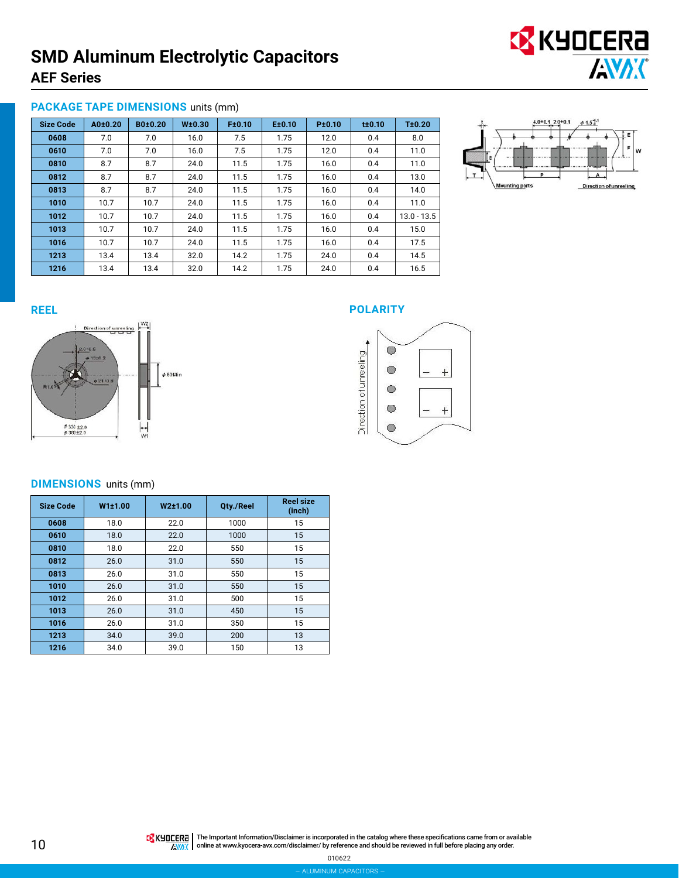# SMD Aluminum Electrolytic Capacitors

## AEF Series

### PACKAGE TAPE DIMENSIONS units (mm)

| Size Code | A0±0.20 | B0±0.20 | W±0.30 | F±0.10 | E±0.10 | P±0.10 | t±0.10 | T±0.20 |
|---|---|---|---|---|---|---|---|---|
| 0608 | 7.0 | 7.0 | 16.0 | 7.5 | 1.75 | 12.0 | 0.4 | 8.0 |
| 0610 | 7.0 | 7.0 | 16.0 | 7.5 | 1.75 | 12.0 | 0.4 | 11.0 |
| 0810 | 8.7 | 8.7 | 24.0 | 11.5 | 1.75 | 16.0 | 0.4 | 11.0 |
| 0812 | 8.7 | 8.7 | 24.0 | 11.5 | 1.75 | 16.0 | 0.4 | 13.0 |
| 0813 | 8.7 | 8.7 | 24.0 | 11.5 | 1.75 | 16.0 | 0.4 | 14.0 |
| 1010 | 10.7 | 10.7 | 24.0 | 11.5 | 1.75 | 16.0 | 0.4 | 11.0 |
| 1012 | 10.7 | 10.7 | 24.0 | 11.5 | 1.75 | 16.0 | 0.4 | 13.0 - 13.5 |
| 1013 | 10.7 | 10.7 | 24.0 | 11.5 | 1.75 | 16.0 | 0.4 | 15.0 |
| 1016 | 10.7 | 10.7 | 24.0 | 11.5 | 1.75 | 16.0 | 0.4 | 17.5 |
| 1213 | 13.4 | 13.4 | 32.0 | 14.2 | 1.75 | 24.0 | 0.4 | 14.5 |
| 1216 | 13.4 | 13.4 | 32.0 | 14.2 | 1.75 | 24.0 | 0.4 | 16.5 |

4.0±0.1 2.0±0.1 ϕ1.5
E F W B T P A
Mounting parts
Direction of unreeling

### REEL

Direction of unreeling
W2
2.0±0.5
ϕ13±0.2
ϕ21±0.8
R1.0
ϕ50Min
ϕ330±2.0
ϕ380±2.0
W1

### POLARITY

Direction of unreeling
− +
− +

### DIMENSIONS units (mm)

| Size Code | W1±1.00 | W2±1.00 | Qty./Reel | Reel size (inch) |
|---|---|---|---|---|
| 0608 | 18.0 | 22.0 | 1000 | 15 |
| 0610 | 18.0 | 22.0 | 1000 | 15 |
| 0810 | 18.0 | 22.0 | 550 | 15 |
| 0812 | 26.0 | 31.0 | 550 | 15 |
| 0813 | 26.0 | 31.0 | 550 | 15 |
| 1010 | 26.0 | 31.0 | 550 | 15 |
| 1012 | 26.0 | 31.0 | 500 | 15 |
| 1013 | 26.0 | 31.0 | 450 | 15 |
| 1016 | 26.0 | 31.0 | 350 | 15 |
| 1213 | 34.0 | 39.0 | 200 | 13 |
| 1216 | 34.0 | 39.0 | 150 | 13 |

The Important Information/Disclaimer is incorporated in the catalog where these specifications came from or available online at www.kyocera-avx.com/disclaimer/ by reference and should be reviewed in full before placing any order.

010622